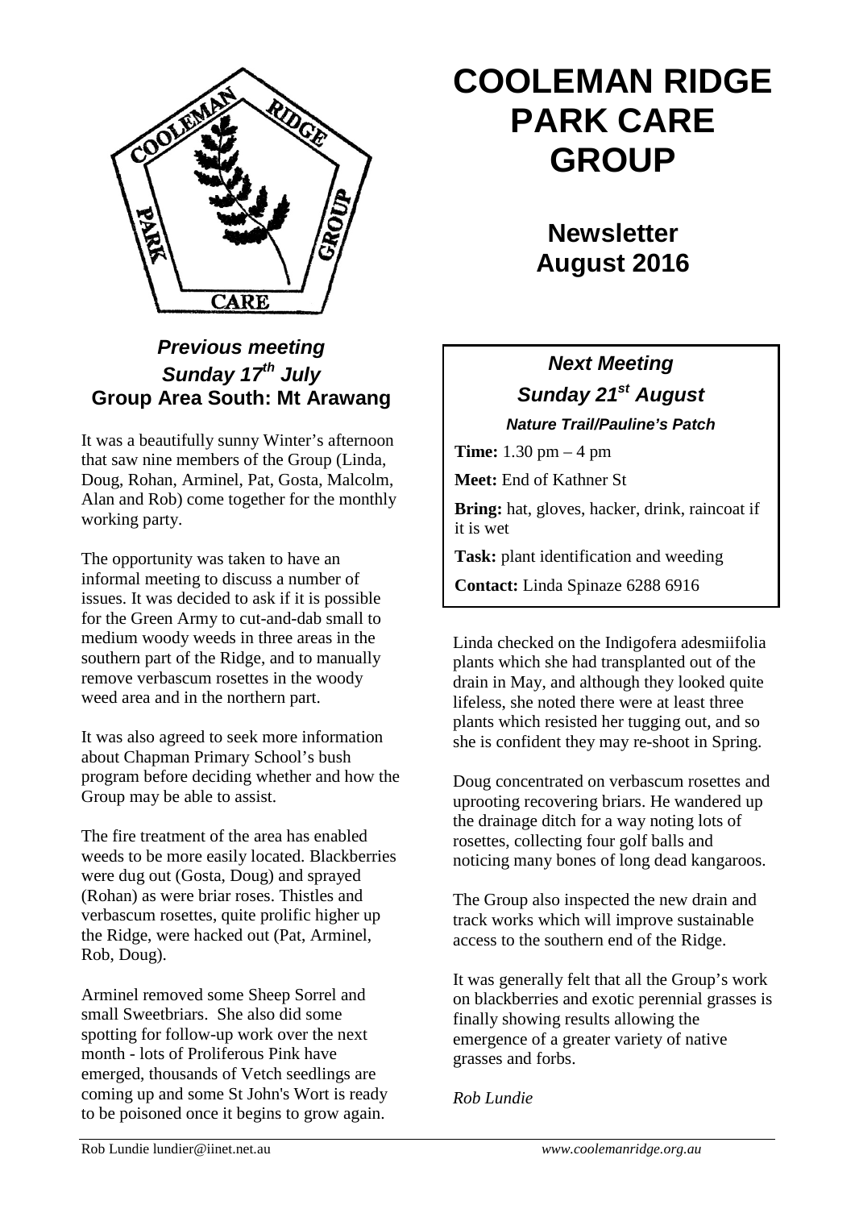# COOLEMAN RIDGE PARK CARE GROUP

## Newsletter August 2016

### *Previous meeting*
### *Sunday 17th July*
### Group Area South: Mt Arawang

It was a beautifully sunny Winter's afternoon that saw nine members of the Group (Linda, Doug, Rohan, Arminel, Pat, Gosta, Malcolm, Alan and Rob) come together for the monthly working party.

The opportunity was taken to have an informal meeting to discuss a number of issues. It was decided to ask if it is possible for the Green Army to cut-and-dab small to medium woody weeds in three areas in the southern part of the Ridge, and to manually remove verbascum rosettes in the woody weed area and in the northern part.

It was also agreed to seek more information about Chapman Primary School's bush program before deciding whether and how the Group may be able to assist.

The fire treatment of the area has enabled weeds to be more easily located. Blackberries were dug out (Gosta, Doug) and sprayed (Rohan) as were briar roses. Thistles and verbascum rosettes, quite prolific higher up the Ridge, were hacked out (Pat, Arminel, Rob, Doug).

Arminel removed some Sheep Sorrel and small Sweetbriars. She also did some spotting for follow-up work over the next month - lots of Proliferous Pink have emerged, thousands of Vetch seedlings are coming up and some St John's Wort is ready to be poisoned once it begins to grow again.

### *Next Meeting*
### *Sunday 21st August*
#### *Nature Trail/Pauline's Patch*

**Time:** 1.30 pm – 4 pm

**Meet:** End of Kathner St

**Bring:** hat, gloves, hacker, drink, raincoat if it is wet

**Task:** plant identification and weeding

**Contact:** Linda Spinaze 6288 6916

Linda checked on the Indigofera adesmiifolia plants which she had transplanted out of the drain in May, and although they looked quite lifeless, she noted there were at least three plants which resisted her tugging out, and so she is confident they may re-shoot in Spring.

Doug concentrated on verbascum rosettes and uprooting recovering briars. He wandered up the drainage ditch for a way noting lots of rosettes, collecting four golf balls and noticing many bones of long dead kangaroos.

The Group also inspected the new drain and track works which will improve sustainable access to the southern end of the Ridge.

It was generally felt that all the Group's work on blackberries and exotic perennial grasses is finally showing results allowing the emergence of a greater variety of native grasses and forbs.

*Rob Lundie*

Rob Lundie lundier@iinet.net.au *www.coolemanridge.org.au*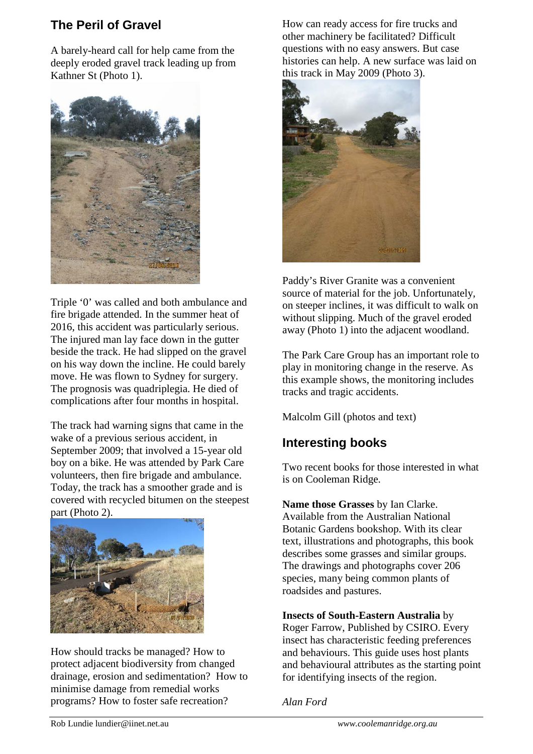## The Peril of Gravel

A barely-heard call for help came from the deeply eroded gravel track leading up from Kathner St (Photo 1).

Triple '0' was called and both ambulance and fire brigade attended. In the summer heat of 2016, this accident was particularly serious. The injured man lay face down in the gutter beside the track. He had slipped on the gravel on his way down the incline. He could barely move. He was flown to Sydney for surgery. The prognosis was quadriplegia. He died of complications after four months in hospital.

The track had warning signs that came in the wake of a previous serious accident, in September 2009; that involved a 15-year old boy on a bike. He was attended by Park Care volunteers, then fire brigade and ambulance. Today, the track has a smoother grade and is covered with recycled bitumen on the steepest part (Photo 2).

How should tracks be managed? How to protect adjacent biodiversity from changed drainage, erosion and sedimentation? How to minimise damage from remedial works programs? How to foster safe recreation? How can ready access for fire trucks and other machinery be facilitated? Difficult questions with no easy answers. But case histories can help. A new surface was laid on this track in May 2009 (Photo 3).

Paddy's River Granite was a convenient source of material for the job. Unfortunately, on steeper inclines, it was difficult to walk on without slipping. Much of the gravel eroded away (Photo 1) into the adjacent woodland.

The Park Care Group has an important role to play in monitoring change in the reserve. As this example shows, the monitoring includes tracks and tragic accidents.

Malcolm Gill (photos and text)

## Interesting books

Two recent books for those interested in what is on Cooleman Ridge.

**Name those Grasses** by Ian Clarke. Available from the Australian National Botanic Gardens bookshop. With its clear text, illustrations and photographs, this book describes some grasses and similar groups. The drawings and photographs cover 206 species, many being common plants of roadsides and pastures.

**Insects of South-Eastern Australia** by Roger Farrow, Published by CSIRO. Every insect has characteristic feeding preferences and behaviours. This guide uses host plants and behavioural attributes as the starting point for identifying insects of the region.

*Alan Ford*